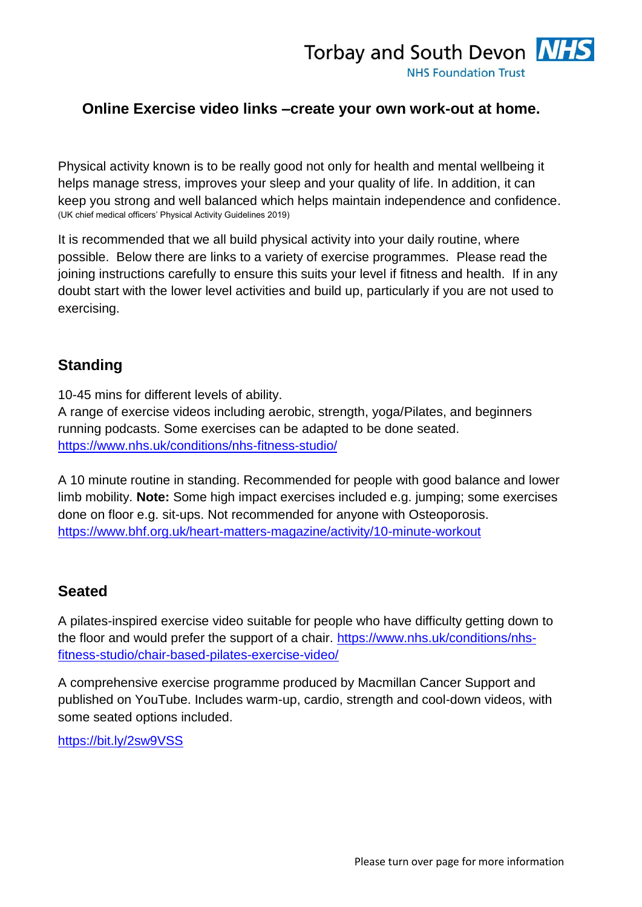Torbay and South Devon NHS Foundation Trust

# Online Exercise video links –create your own work-out at home.

Physical activity known is to be really good not only for health and mental wellbeing it helps manage stress, improves your sleep and your quality of life. In addition, it can keep you strong and well balanced which helps maintain independence and confidence. (UK chief medical officers' Physical Activity Guidelines 2019)

It is recommended that we all build physical activity into your daily routine, where possible. Below there are links to a variety of exercise programmes. Please read the joining instructions carefully to ensure this suits your level if fitness and health. If in any doubt start with the lower level activities and build up, particularly if you are not used to exercising.

## Standing

10-45 mins for different levels of ability.
A range of exercise videos including aerobic, strength, yoga/Pilates, and beginners running podcasts. Some exercises can be adapted to be done seated.
https://www.nhs.uk/conditions/nhs-fitness-studio/

A 10 minute routine in standing. Recommended for people with good balance and lower limb mobility. **Note:** Some high impact exercises included e.g. jumping; some exercises done on floor e.g. sit-ups. Not recommended for anyone with Osteoporosis.
https://www.bhf.org.uk/heart-matters-magazine/activity/10-minute-workout

## Seated

A pilates-inspired exercise video suitable for people who have difficulty getting down to the floor and would prefer the support of a chair. https://www.nhs.uk/conditions/nhs-fitness-studio/chair-based-pilates-exercise-video/

A comprehensive exercise programme produced by Macmillan Cancer Support and published on YouTube. Includes warm-up, cardio, strength and cool-down videos, with some seated options included.

https://bit.ly/2sw9VSS

Please turn over page for more information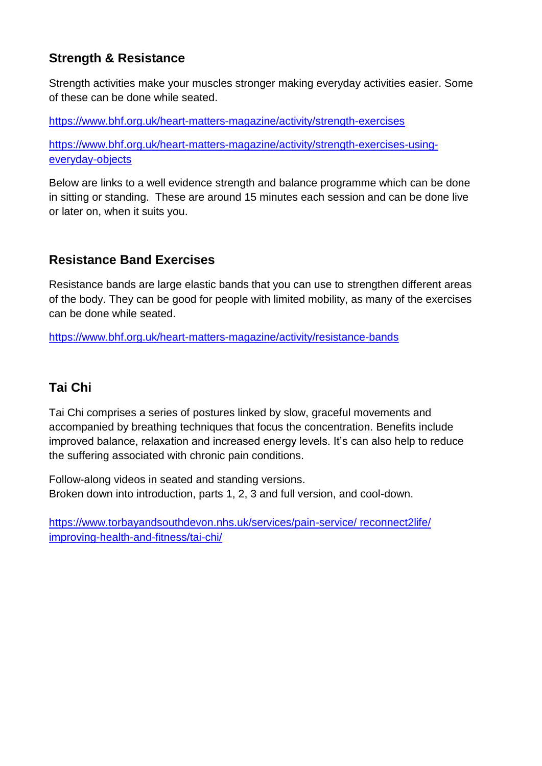## Strength & Resistance

Strength activities make your muscles stronger making everyday activities easier. Some of these can be done while seated.

https://www.bhf.org.uk/heart-matters-magazine/activity/strength-exercises

https://www.bhf.org.uk/heart-matters-magazine/activity/strength-exercises-using-everyday-objects

Below are links to a well evidence strength and balance programme which can be done in sitting or standing. These are around 15 minutes each session and can be done live or later on, when it suits you.

## Resistance Band Exercises

Resistance bands are large elastic bands that you can use to strengthen different areas of the body. They can be good for people with limited mobility, as many of the exercises can be done while seated.

https://www.bhf.org.uk/heart-matters-magazine/activity/resistance-bands

## Tai Chi

Tai Chi comprises a series of postures linked by slow, graceful movements and accompanied by breathing techniques that focus the concentration. Benefits include improved balance, relaxation and increased energy levels. It's can also help to reduce the suffering associated with chronic pain conditions.

Follow-along videos in seated and standing versions.
Broken down into introduction, parts 1, 2, 3 and full version, and cool-down.

https://www.torbayandsouthdevon.nhs.uk/services/pain-service/ reconnect2life/ improving-health-and-fitness/tai-chi/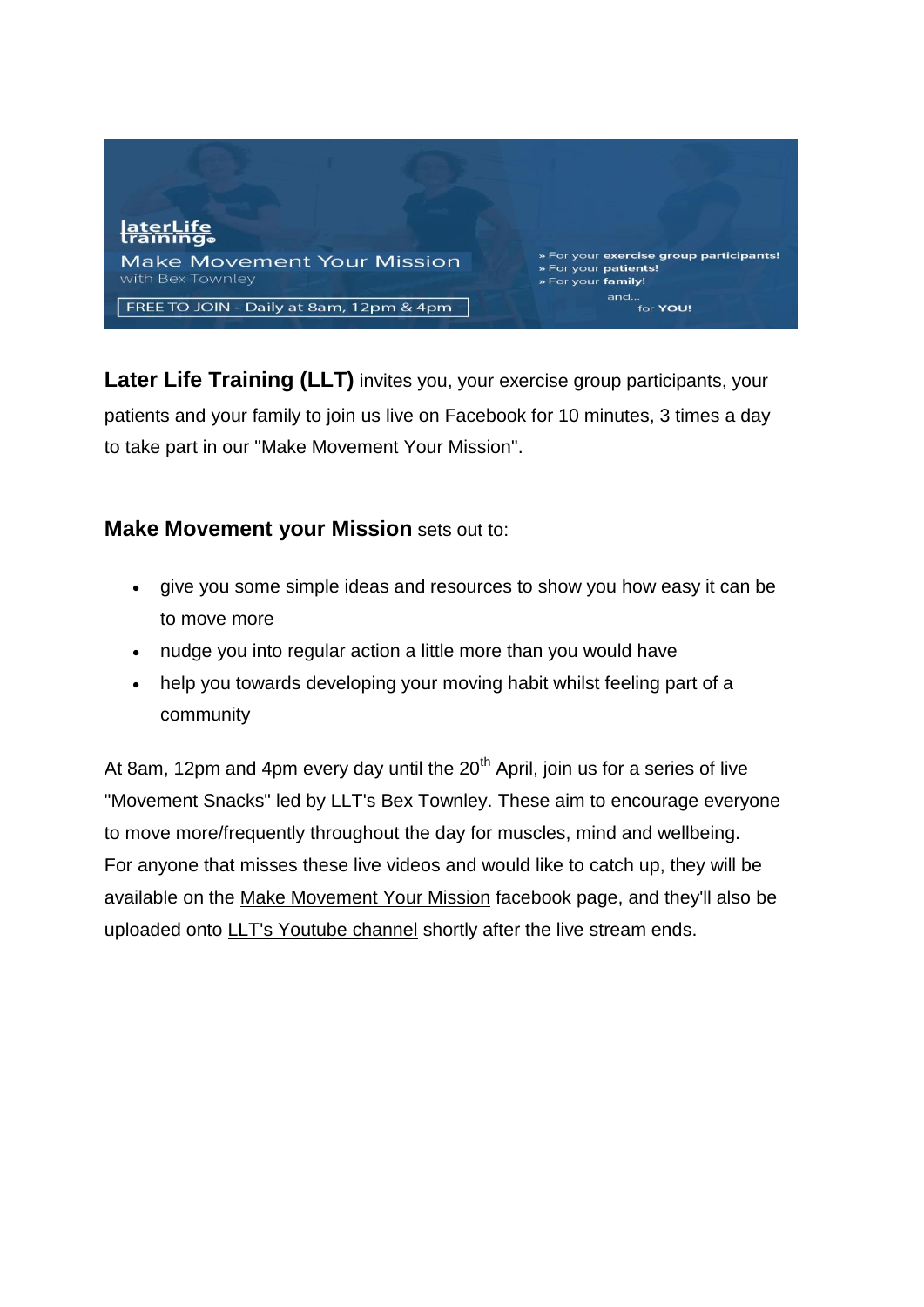laterLife training

Make Movement Your Mission
with Bex Townley

FREE TO JOIN - Daily at 8am, 12pm & 4pm

» For your **exercise group participants!**
» For your **patients!**
» For your **family!**
and...
for **YOU!**

**Later Life Training (LLT)** invites you, your exercise group participants, your patients and your family to join us live on Facebook for 10 minutes, 3 times a day to take part in our "Make Movement Your Mission".

**Make Movement your Mission** sets out to:

- give you some simple ideas and resources to show you how easy it can be to move more
- nudge you into regular action a little more than you would have
- help you towards developing your moving habit whilst feeling part of a community

At 8am, 12pm and 4pm every day until the 20th April, join us for a series of live "Movement Snacks" led by LLT's Bex Townley. These aim to encourage everyone to move more/frequently throughout the day for muscles, mind and wellbeing. For anyone that misses these live videos and would like to catch up, they will be available on the Make Movement Your Mission facebook page, and they'll also be uploaded onto LLT's Youtube channel shortly after the live stream ends.